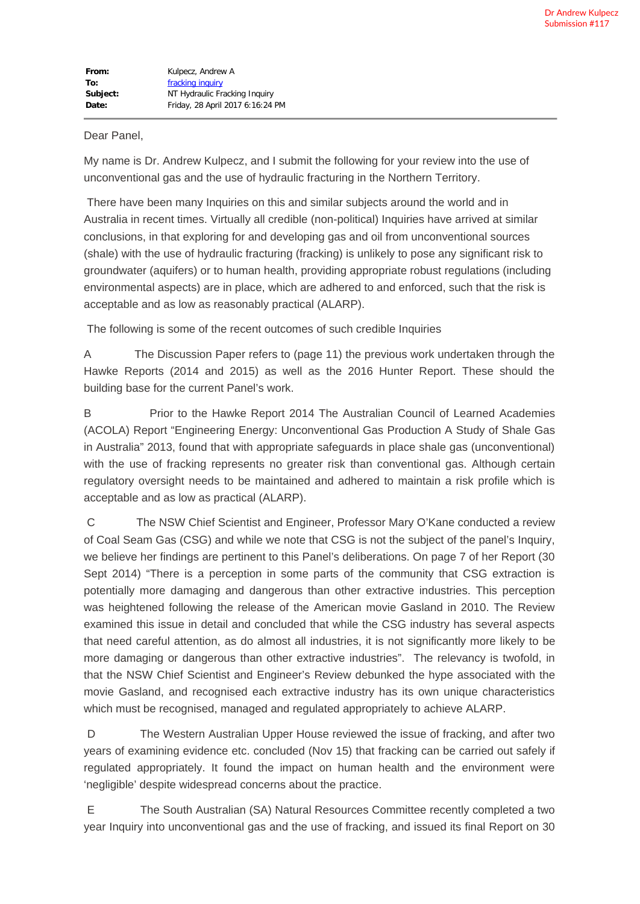Dr Andrew Kulpecz
Submission #117

| | |
|---|---|
| **From:** | Kulpecz, Andrew A |
| **To:** | fracking inquiry |
| **Subject:** | NT Hydraulic Fracking Inquiry |
| **Date:** | Friday, 28 April 2017 6:16:24 PM |

Dear Panel,

My name is Dr. Andrew Kulpecz, and I submit the following for your review into the use of unconventional gas and the use of hydraulic fracturing in the Northern Territory.

There have been many Inquiries on this and similar subjects around the world and in Australia in recent times. Virtually all credible (non-political) Inquiries have arrived at similar conclusions, in that exploring for and developing gas and oil from unconventional sources (shale) with the use of hydraulic fracturing (fracking) is unlikely to pose any significant risk to groundwater (aquifers) or to human health, providing appropriate robust regulations (including environmental aspects) are in place, which are adhered to and enforced, such that the risk is acceptable and as low as reasonably practical (ALARP).

The following is some of the recent outcomes of such credible Inquiries

A The Discussion Paper refers to (page 11) the previous work undertaken through the Hawke Reports (2014 and 2015) as well as the 2016 Hunter Report. These should the building base for the current Panel's work.

B Prior to the Hawke Report 2014 The Australian Council of Learned Academies (ACOLA) Report "Engineering Energy: Unconventional Gas Production A Study of Shale Gas in Australia" 2013, found that with appropriate safeguards in place shale gas (unconventional) with the use of fracking represents no greater risk than conventional gas. Although certain regulatory oversight needs to be maintained and adhered to maintain a risk profile which is acceptable and as low as practical (ALARP).

C The NSW Chief Scientist and Engineer, Professor Mary O'Kane conducted a review of Coal Seam Gas (CSG) and while we note that CSG is not the subject of the panel's Inquiry, we believe her findings are pertinent to this Panel's deliberations. On page 7 of her Report (30 Sept 2014) "There is a perception in some parts of the community that CSG extraction is potentially more damaging and dangerous than other extractive industries. This perception was heightened following the release of the American movie Gasland in 2010. The Review examined this issue in detail and concluded that while the CSG industry has several aspects that need careful attention, as do almost all industries, it is not significantly more likely to be more damaging or dangerous than other extractive industries". The relevancy is twofold, in that the NSW Chief Scientist and Engineer's Review debunked the hype associated with the movie Gasland, and recognised each extractive industry has its own unique characteristics which must be recognised, managed and regulated appropriately to achieve ALARP.

D The Western Australian Upper House reviewed the issue of fracking, and after two years of examining evidence etc. concluded (Nov 15) that fracking can be carried out safely if regulated appropriately. It found the impact on human health and the environment were 'negligible' despite widespread concerns about the practice.

E The South Australian (SA) Natural Resources Committee recently completed a two year Inquiry into unconventional gas and the use of fracking, and issued its final Report on 30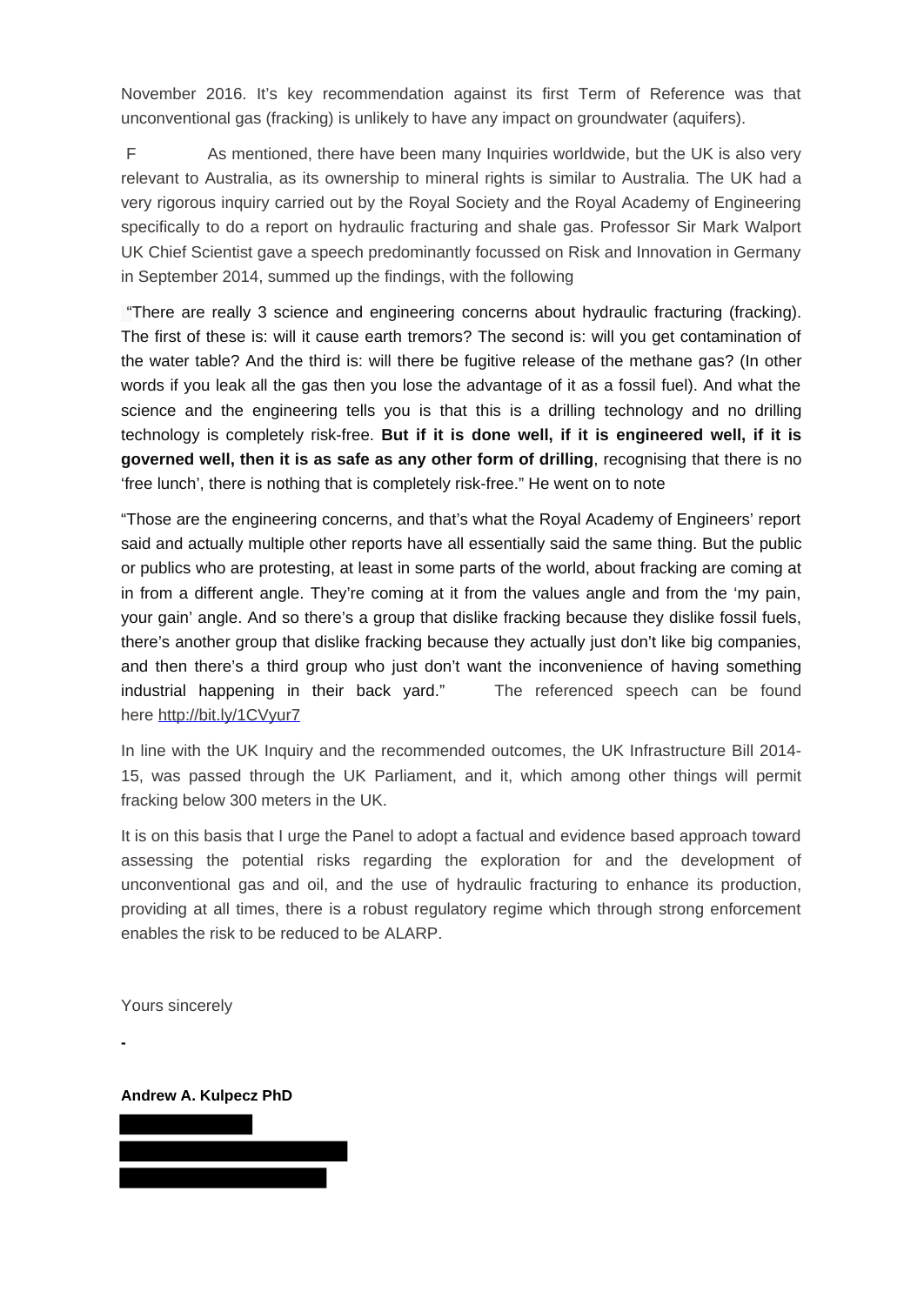November 2016. It's key recommendation against its first Term of Reference was that unconventional gas (fracking) is unlikely to have any impact on groundwater (aquifers).

F As mentioned, there have been many Inquiries worldwide, but the UK is also very relevant to Australia, as its ownership to mineral rights is similar to Australia. The UK had a very rigorous inquiry carried out by the Royal Society and the Royal Academy of Engineering specifically to do a report on hydraulic fracturing and shale gas. Professor Sir Mark Walport UK Chief Scientist gave a speech predominantly focussed on Risk and Innovation in Germany in September 2014, summed up the findings, with the following

"There are really 3 science and engineering concerns about hydraulic fracturing (fracking). The first of these is: will it cause earth tremors? The second is: will you get contamination of the water table? And the third is: will there be fugitive release of the methane gas? (In other words if you leak all the gas then you lose the advantage of it as a fossil fuel). And what the science and the engineering tells you is that this is a drilling technology and no drilling technology is completely risk-free. **But if it is done well, if it is engineered well, if it is governed well, then it is as safe as any other form of drilling**, recognising that there is no 'free lunch', there is nothing that is completely risk-free." He went on to note

"Those are the engineering concerns, and that's what the Royal Academy of Engineers' report said and actually multiple other reports have all essentially said the same thing. But the public or publics who are protesting, at least in some parts of the world, about fracking are coming at in from a different angle. They're coming at it from the values angle and from the 'my pain, your gain' angle. And so there's a group that dislike fracking because they dislike fossil fuels, there's another group that dislike fracking because they actually just don't like big companies, and then there's a third group who just don't want the inconvenience of having something industrial happening in their back yard." The referenced speech can be found here http://bit.ly/1CVyur7

In line with the UK Inquiry and the recommended outcomes, the UK Infrastructure Bill 2014-15, was passed through the UK Parliament, and it, which among other things will permit fracking below 300 meters in the UK.

It is on this basis that I urge the Panel to adopt a factual and evidence based approach toward assessing the potential risks regarding the exploration for and the development of unconventional gas and oil, and the use of hydraulic fracturing to enhance its production, providing at all times, there is a robust regulatory regime which through strong enforcement enables the risk to be reduced to be ALARP.

Yours sincerely

-

**Andrew A. Kulpecz PhD**